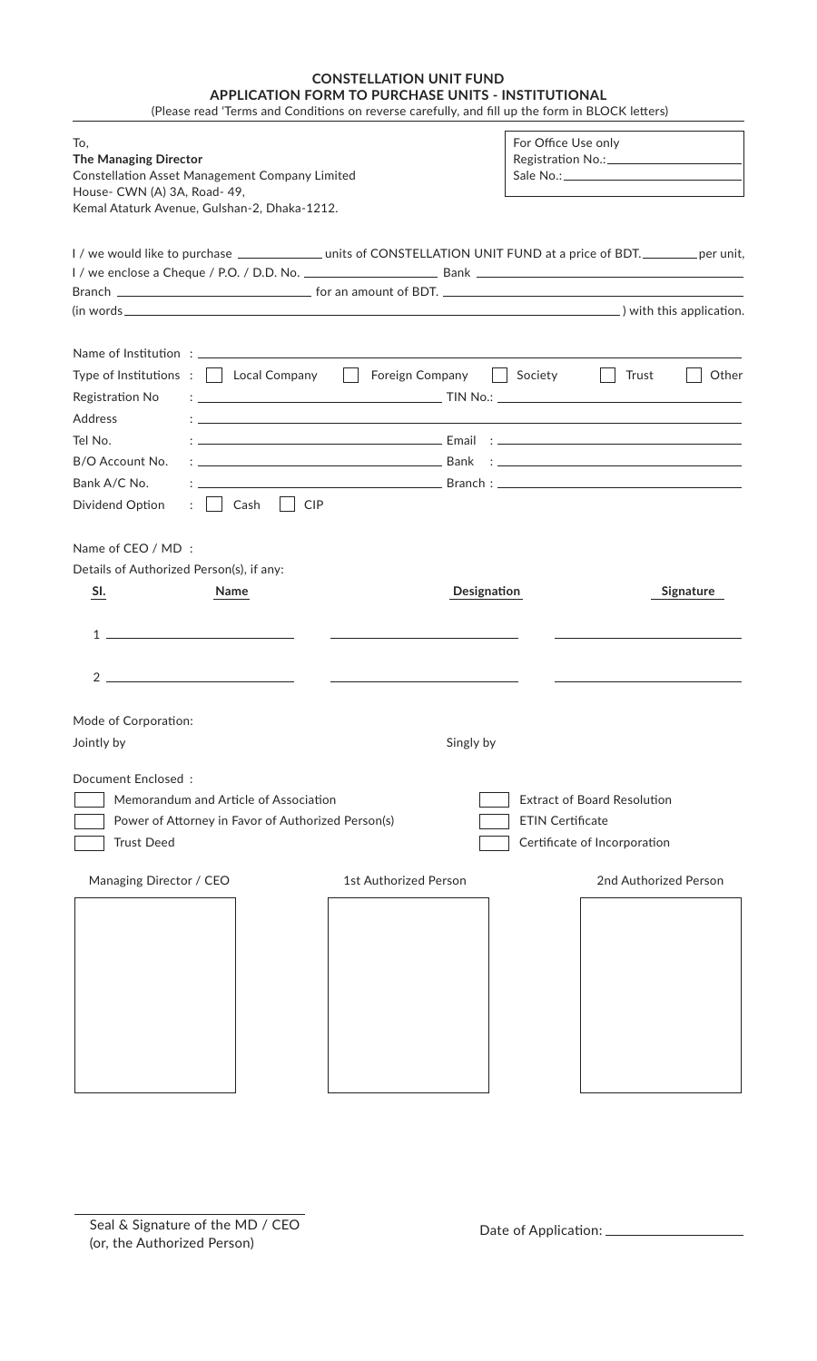# CONSTELLATION UNIT FUND

## APPLICATION FORM TO PURCHASE UNITS - INSTITUTIONAL

(Please read 'Terms and Conditions on reverse carefully, and fill up the form in BLOCK letters)

To,
**The Managing Director**
Constellation Asset Management Company Limited
House- CWN (A) 3A, Road- 49,
Kemal Ataturk Avenue, Gulshan-2, Dhaka-1212.

For Office Use only
Registration No.: ____________________
Sale No.: ____________________

I / we would like to purchase ____________ units of CONSTELLATION UNIT FUND at a price of BDT. ________ per unit,
I / we enclose a Cheque / P.O. / D.D. No. ____________________ Bank ____________________
Branch ____________________ for an amount of BDT. ____________________
(in words ____________________) with this application.

Name of Institution : ____________________

Type of Institutions : ☐ Local Company ☐ Foreign Company ☐ Society ☐ Trust ☐ Other

Registration No : ____________________ TIN No.: ____________________

Address : ____________________

Tel No. : ____________________ Email : ____________________

B/O Account No. : ____________________ Bank : ____________________

Bank A/C No. : ____________________ Branch : ____________________

Dividend Option : ☐ Cash ☐ CIP

Name of CEO / MD :

Details of Authorized Person(s), if any:

| Sl. | Name | Designation | Signature |
|---|---|---|---|
| 1 | | | |
| 2 | | | |

Mode of Corporation:

Jointly by Singly by

Document Enclosed :

☐ Memorandum and Article of Association ☐ Extract of Board Resolution

☐ Power of Attorney in Favor of Authorized Person(s) ☐ ETIN Certificate

☐ Trust Deed ☐ Certificate of Incorporation

| Managing Director / CEO | 1st Authorized Person | 2nd Authorized Person |
|---|---|---|
| | | |

____________________
Seal & Signature of the MD / CEO
(or, the Authorized Person)

Date of Application: ____________________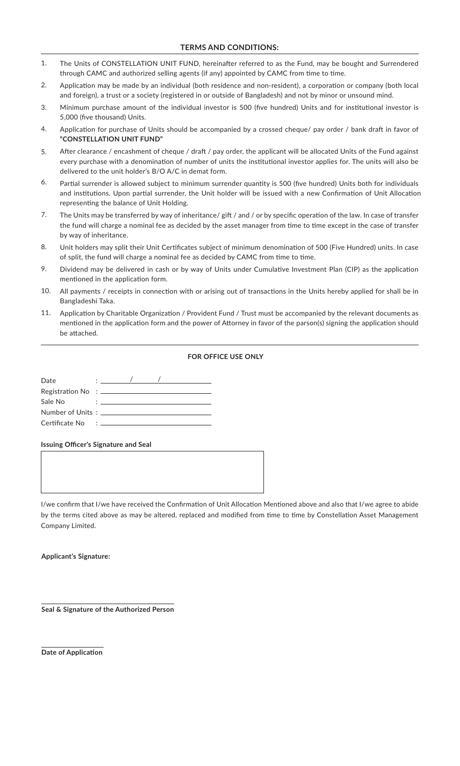## TERMS AND CONDITIONS:

1. The Units of CONSTELLATION UNIT FUND, hereinafter referred to as the Fund, may be bought and Surrendered through CAMC and authorized selling agents (if any) appointed by CAMC from time to time.
2. Application may be made by an individual (both residence and non-resident), a corporation or company (both local and foreign), a trust or a society (registered in or outside of Bangladesh) and not by minor or unsound mind.
3. Minimum purchase amount of the individual investor is 500 (five hundred) Units and for institutional investor is 5,000 (five thousand) Units.
4. Application for purchase of Units should be accompanied by a crossed cheque/ pay order / bank draft in favor of **"CONSTELLATION UNIT FUND"**
5. After clearance / encashment of cheque / draft / pay order, the applicant will be allocated Units of the Fund against every purchase with a denomination of number of units the institutional investor applies for. The units will also be delivered to the unit holder's B/O A/C in demat form.
6. Partial surrender is allowed subject to minimum surrender quantity is 500 (five hundred) Units both for individuals and institutions. Upon partial surrender, the Unit holder will be issued with a new Confirmation of Unit Allocation representing the balance of Unit Holding.
7. The Units may be transferred by way of inheritance/ gift / and / or by specific operation of the law. In case of transfer the fund will charge a nominal fee as decided by the asset manager from time to time except in the case of transfer by way of inheritance.
8. Unit holders may split their Unit Certificates subject of minimum denomination of 500 (Five Hundred) units. In case of split, the fund will charge a nominal fee as decided by CAMC from time to time.
9. Dividend may be delivered in cash or by way of Units under Cumulative Investment Plan (CIP) as the application mentioned in the application form.
10. All payments / receipts in connection with or arising out of transactions in the Units hereby applied for shall be in Bangladeshi Taka.
11. Application by Charitable Organization / Provident Fund / Trust must be accompanied by the relevant documents as mentioned in the application form and the power of Attorney in favor of the parson(s) signing the application should be attached.

## FOR OFFICE USE ONLY

Date : ______ / ______ / ____________

Registration No : ______________________

Sale No : ______________________

Number of Units : ______________________

Certificate No : ______________________

**Issuing Officer's Signature and Seal**

I/we confirm that I/we have received the Confirmation of Unit Allocation Mentioned above and also that I/we agree to abide by the terms cited above as may be altered, replaced and modified from time to time by Constellation Asset Management Company Limited.

**Applicant's Signature:**

______________________

**Seal & Signature of the Authorized Person**

______________________

**Date of Application**